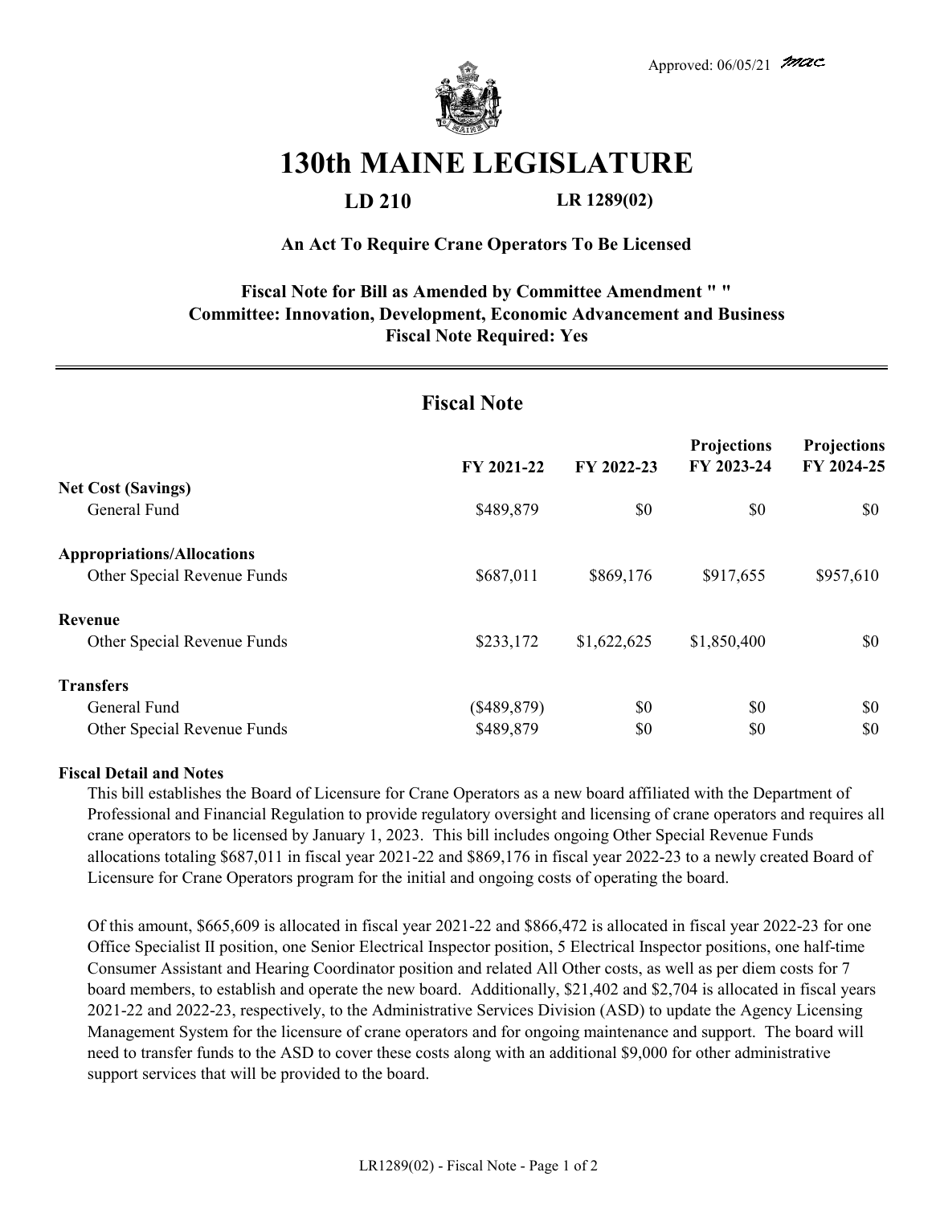Approved: 06/05/21 mac

# 130th MAINE LEGISLATURE

**LD 210** **LR 1289(02)**

**An Act To Require Crane Operators To Be Licensed**

**Fiscal Note for Bill as Amended by Committee Amendment " "**
**Committee: Innovation, Development, Economic Advancement and Business**
**Fiscal Note Required: Yes**

---

## Fiscal Note

| | FY 2021-22 | FY 2022-23 | Projections FY 2023-24 | Projections FY 2024-25 |
|---|---|---|---|---|
| **Net Cost (Savings)** | | | | |
| General Fund | $489,879 | $0 | $0 | $0 |
| **Appropriations/Allocations** | | | | |
| Other Special Revenue Funds | $687,011 | $869,176 | $917,655 | $957,610 |
| **Revenue** | | | | |
| Other Special Revenue Funds | $233,172 | $1,622,625 | $1,850,400 | $0 |
| **Transfers** | | | | |
| General Fund | ($489,879) | $0 | $0 | $0 |
| Other Special Revenue Funds | $489,879 | $0 | $0 | $0 |

**Fiscal Detail and Notes**

This bill establishes the Board of Licensure for Crane Operators as a new board affiliated with the Department of Professional and Financial Regulation to provide regulatory oversight and licensing of crane operators and requires all crane operators to be licensed by January 1, 2023. This bill includes ongoing Other Special Revenue Funds allocations totaling $687,011 in fiscal year 2021-22 and $869,176 in fiscal year 2022-23 to a newly created Board of Licensure for Crane Operators program for the initial and ongoing costs of operating the board.

Of this amount, $665,609 is allocated in fiscal year 2021-22 and $866,472 is allocated in fiscal year 2022-23 for one Office Specialist II position, one Senior Electrical Inspector position, 5 Electrical Inspector positions, one half-time Consumer Assistant and Hearing Coordinator position and related All Other costs, as well as per diem costs for 7 board members, to establish and operate the new board. Additionally, $21,402 and $2,704 is allocated in fiscal years 2021-22 and 2022-23, respectively, to the Administrative Services Division (ASD) to update the Agency Licensing Management System for the licensure of crane operators and for ongoing maintenance and support. The board will need to transfer funds to the ASD to cover these costs along with an additional $9,000 for other administrative support services that will be provided to the board.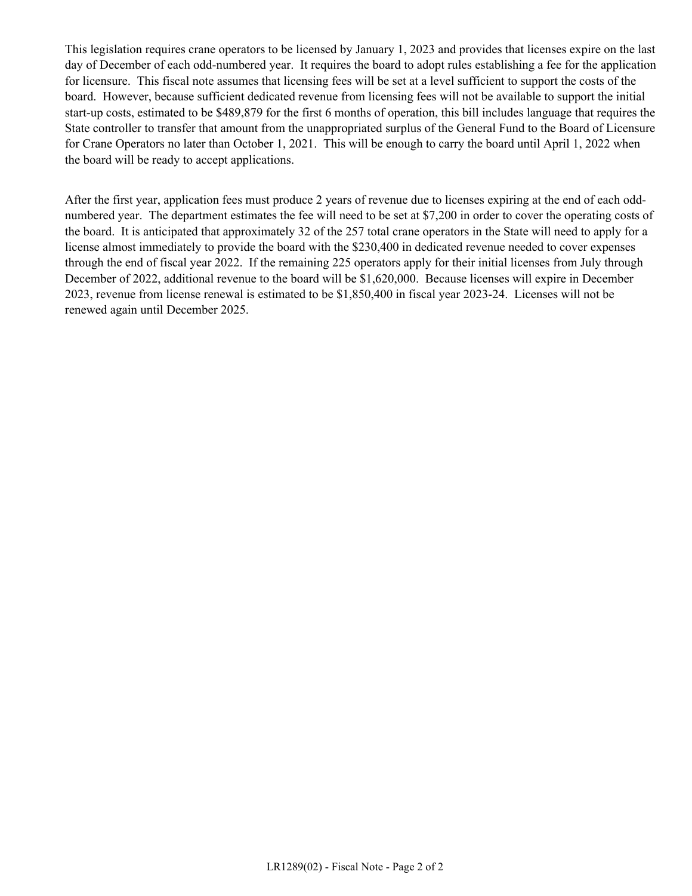This legislation requires crane operators to be licensed by January 1, 2023 and provides that licenses expire on the last day of December of each odd-numbered year. It requires the board to adopt rules establishing a fee for the application for licensure. This fiscal note assumes that licensing fees will be set at a level sufficient to support the costs of the board. However, because sufficient dedicated revenue from licensing fees will not be available to support the initial start-up costs, estimated to be $489,879 for the first 6 months of operation, this bill includes language that requires the State controller to transfer that amount from the unappropriated surplus of the General Fund to the Board of Licensure for Crane Operators no later than October 1, 2021. This will be enough to carry the board until April 1, 2022 when the board will be ready to accept applications.

After the first year, application fees must produce 2 years of revenue due to licenses expiring at the end of each odd-numbered year. The department estimates the fee will need to be set at $7,200 in order to cover the operating costs of the board. It is anticipated that approximately 32 of the 257 total crane operators in the State will need to apply for a license almost immediately to provide the board with the $230,400 in dedicated revenue needed to cover expenses through the end of fiscal year 2022. If the remaining 225 operators apply for their initial licenses from July through December of 2022, additional revenue to the board will be $1,620,000. Because licenses will expire in December 2023, revenue from license renewal is estimated to be $1,850,400 in fiscal year 2023-24. Licenses will not be renewed again until December 2025.